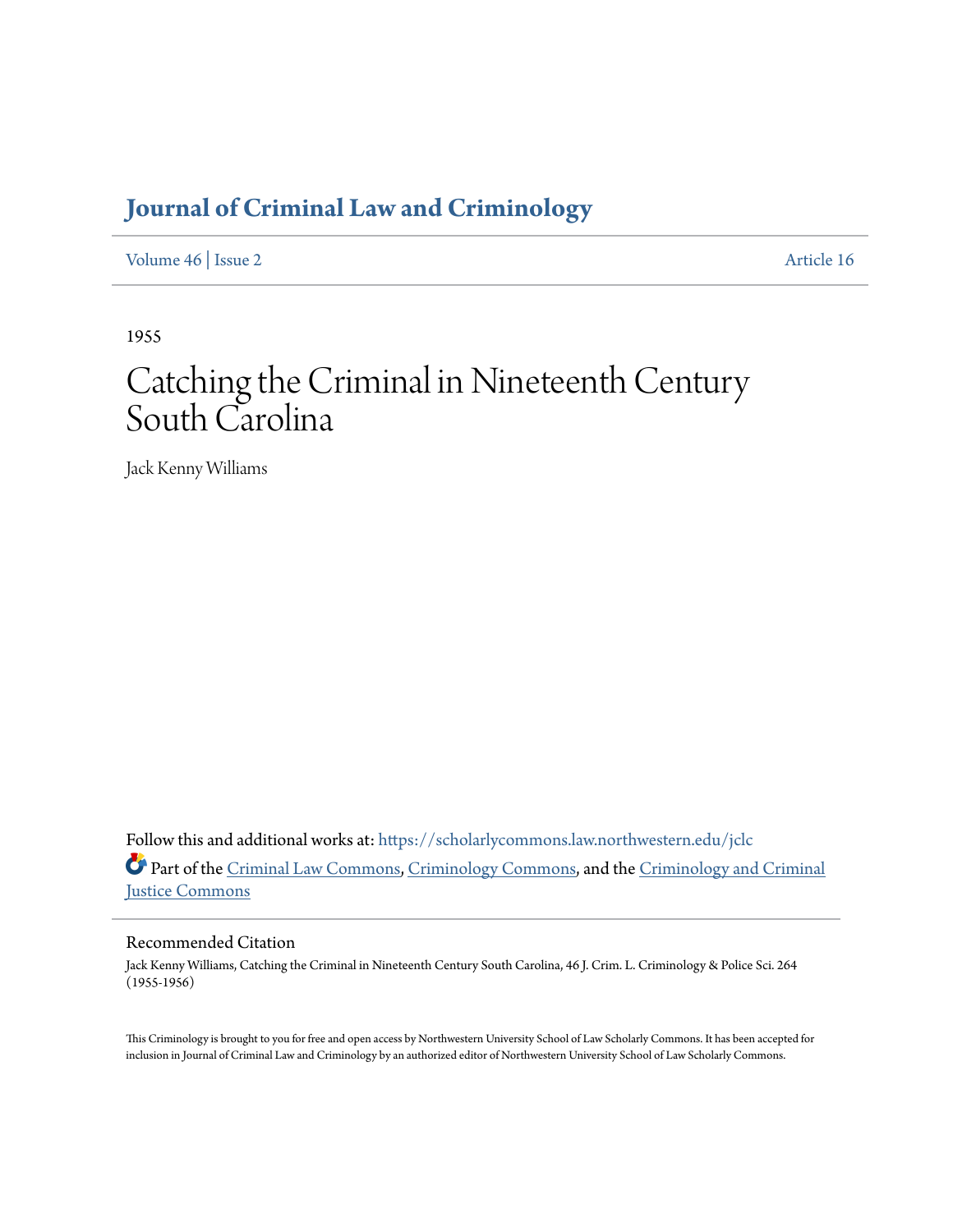# Journal of Criminal Law and Criminology

Volume 46 | Issue 2 Article 16

1955

# Catching the Criminal in Nineteenth Century South Carolina

Jack Kenny Williams

Follow this and additional works at: https://scholarlycommons.law.northwestern.edu/jclc

Part of the Criminal Law Commons, Criminology Commons, and the Criminology and Criminal Justice Commons

## Recommended Citation

Jack Kenny Williams, Catching the Criminal in Nineteenth Century South Carolina, 46 J. Crim. L. Criminology & Police Sci. 264 (1955-1956)

This Criminology is brought to you for free and open access by Northwestern University School of Law Scholarly Commons. It has been accepted for inclusion in Journal of Criminal Law and Criminology by an authorized editor of Northwestern University School of Law Scholarly Commons.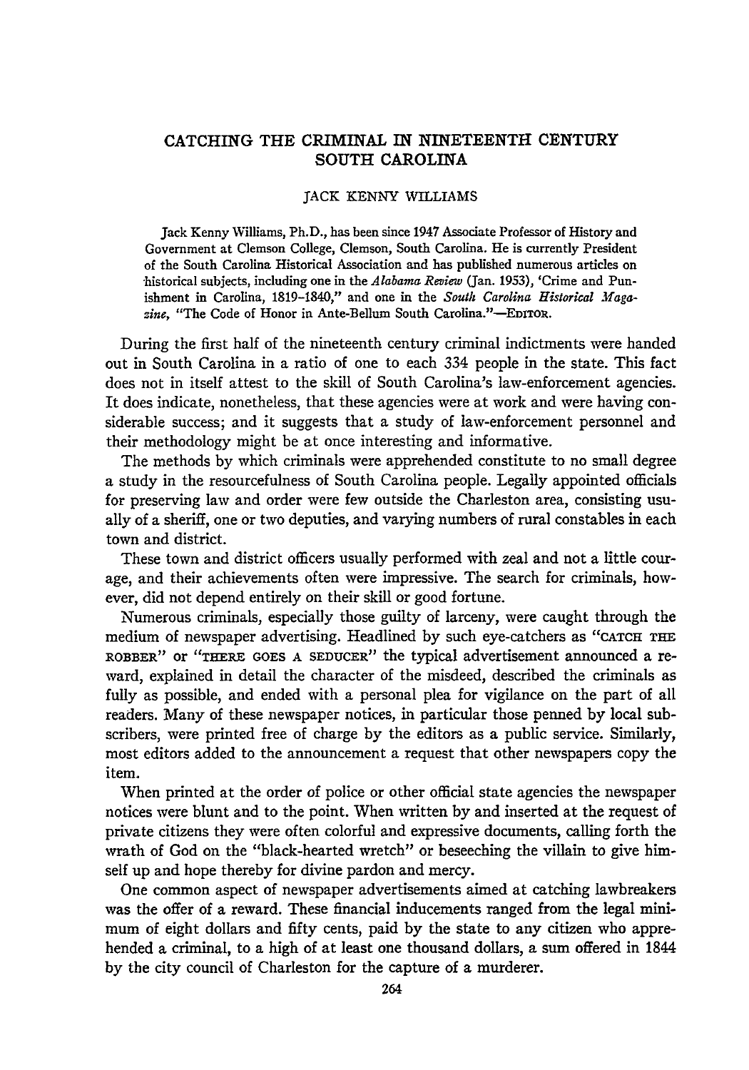## CATCHING THE CRIMINAL IN NINETEENTH CENTURY SOUTH CAROLINA

### JACK KENNY WILLIAMS

Jack Kenny Williams, Ph.D., has been since 1947 Associate Professor of History and Government at Clemson College, Clemson, South Carolina. He is currently President of the South Carolina Historical Association and has published numerous articles on historical subjects, including one in the *Alabama Review* (Jan. 1953), 'Crime and Punishment in Carolina, 1819–1840," and one in the *South Carolina Historical Magazine*, "The Code of Honor in Ante-Bellum South Carolina."—EDITOR.

During the first half of the nineteenth century criminal indictments were handed out in South Carolina in a ratio of one to each 334 people in the state. This fact does not in itself attest to the skill of South Carolina's law-enforcement agencies. It does indicate, nonetheless, that these agencies were at work and were having considerable success; and it suggests that a study of law-enforcement personnel and their methodology might be at once interesting and informative.

The methods by which criminals were apprehended constitute to no small degree a study in the resourcefulness of South Carolina people. Legally appointed officials for preserving law and order were few outside the Charleston area, consisting usually of a sheriff, one or two deputies, and varying numbers of rural constables in each town and district.

These town and district officers usually performed with zeal and not a little courage, and their achievements often were impressive. The search for criminals, however, did not depend entirely on their skill or good fortune.

Numerous criminals, especially those guilty of larceny, were caught through the medium of newspaper advertising. Headlined by such eye-catchers as "CATCH THE ROBBER" or "THERE GOES A SEDUCER" the typical advertisement announced a reward, explained in detail the character of the misdeed, described the criminals as fully as possible, and ended with a personal plea for vigilance on the part of all readers. Many of these newspaper notices, in particular those penned by local subscribers, were printed free of charge by the editors as a public service. Similarly, most editors added to the announcement a request that other newspapers copy the item.

When printed at the order of police or other official state agencies the newspaper notices were blunt and to the point. When written by and inserted at the request of private citizens they were often colorful and expressive documents, calling forth the wrath of God on the "black-hearted wretch" or beseeching the villain to give himself up and hope thereby for divine pardon and mercy.

One common aspect of newspaper advertisements aimed at catching lawbreakers was the offer of a reward. These financial inducements ranged from the legal minimum of eight dollars and fifty cents, paid by the state to any citizen who apprehended a criminal, to a high of at least one thousand dollars, a sum offered in 1844 by the city council of Charleston for the capture of a murderer.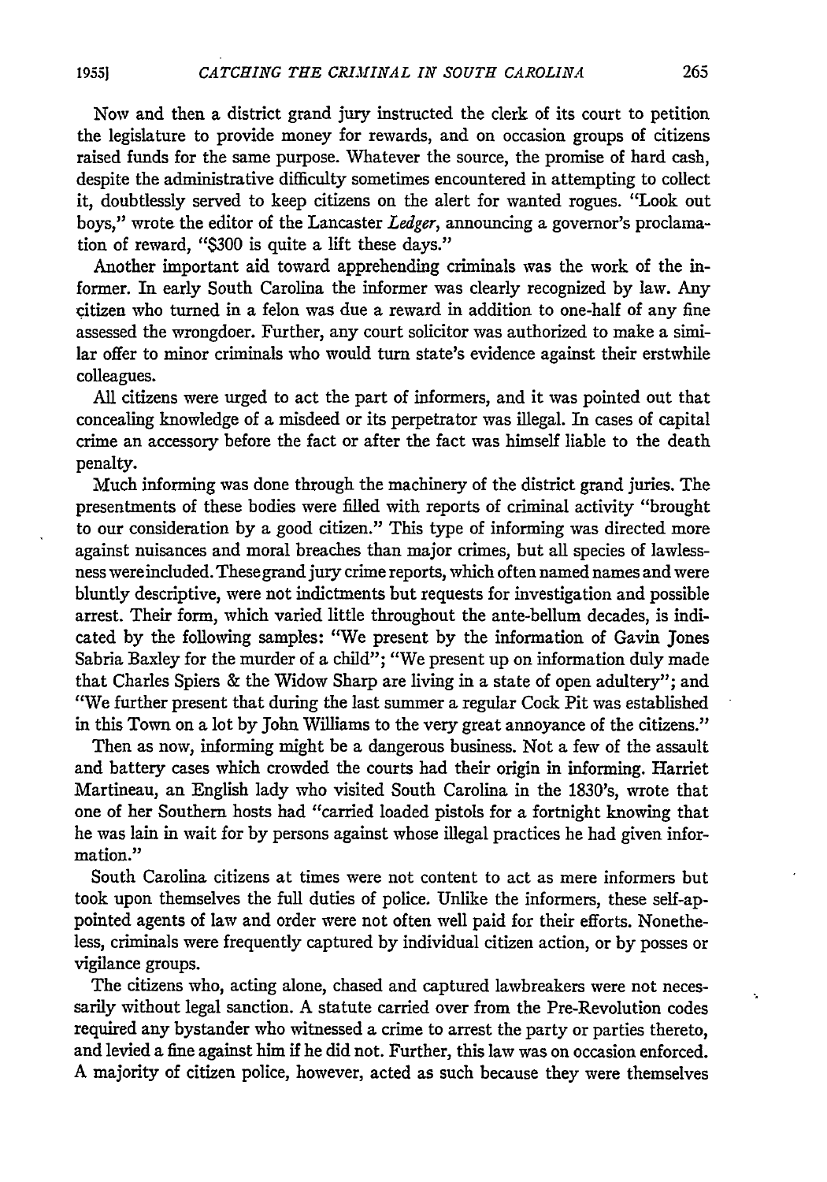Now and then a district grand jury instructed the clerk of its court to petition the legislature to provide money for rewards, and on occasion groups of citizens raised funds for the same purpose. Whatever the source, the promise of hard cash, despite the administrative difficulty sometimes encountered in attempting to collect it, doubtlessly served to keep citizens on the alert for wanted rogues. "Look out boys," wrote the editor of the Lancaster *Ledger*, announcing a governor's proclamation of reward, "$300 is quite a lift these days."

Another important aid toward apprehending criminals was the work of the informer. In early South Carolina the informer was clearly recognized by law. Any citizen who turned in a felon was due a reward in addition to one-half of any fine assessed the wrongdoer. Further, any court solicitor was authorized to make a similar offer to minor criminals who would turn state's evidence against their erstwhile colleagues.

All citizens were urged to act the part of informers, and it was pointed out that concealing knowledge of a misdeed or its perpetrator was illegal. In cases of capital crime an accessory before the fact or after the fact was himself liable to the death penalty.

Much informing was done through the machinery of the district grand juries. The presentments of these bodies were filled with reports of criminal activity "brought to our consideration by a good citizen." This type of informing was directed more against nuisances and moral breaches than major crimes, but all species of lawlessness were included. These grand jury crime reports, which often named names and were bluntly descriptive, were not indictments but requests for investigation and possible arrest. Their form, which varied little throughout the ante-bellum decades, is indicated by the following samples: "We present by the information of Gavin Jones Sabria Baxley for the murder of a child"; "We present up on information duly made that Charles Spiers & the Widow Sharp are living in a state of open adultery"; and "We further present that during the last summer a regular Cock Pit was established in this Town on a lot by John Williams to the very great annoyance of the citizens."

Then as now, informing might be a dangerous business. Not a few of the assault and battery cases which crowded the courts had their origin in informing. Harriet Martineau, an English lady who visited South Carolina in the 1830's, wrote that one of her Southern hosts had "carried loaded pistols for a fortnight knowing that he was lain in wait for by persons against whose illegal practices he had given information."

South Carolina citizens at times were not content to act as mere informers but took upon themselves the full duties of police. Unlike the informers, these self-appointed agents of law and order were not often well paid for their efforts. Nonetheless, criminals were frequently captured by individual citizen action, or by posses or vigilance groups.

The citizens who, acting alone, chased and captured lawbreakers were not necessarily without legal sanction. A statute carried over from the Pre-Revolution codes required any bystander who witnessed a crime to arrest the party or parties thereto, and levied a fine against him if he did not. Further, this law was on occasion enforced. A majority of citizen police, however, acted as such because they were themselves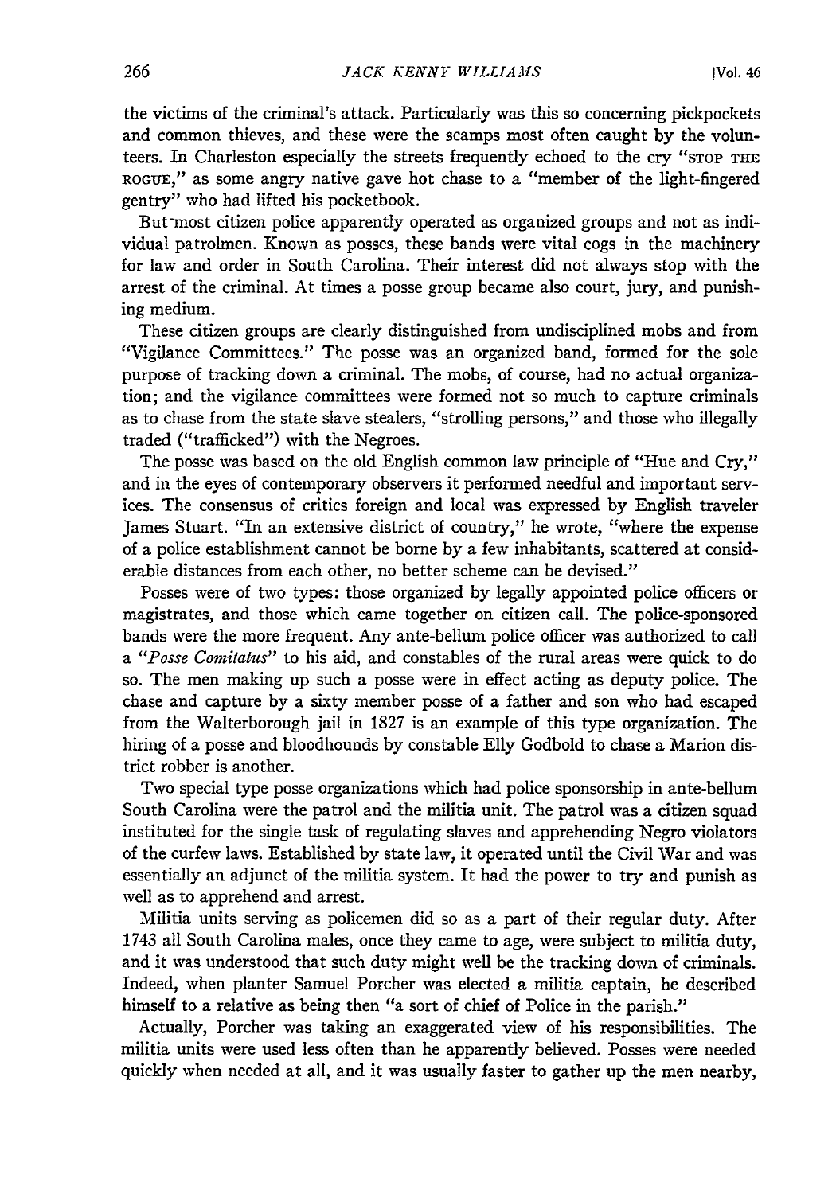the victims of the criminal's attack. Particularly was this so concerning pickpockets and common thieves, and these were the scamps most often caught by the volunteers. In Charleston especially the streets frequently echoed to the cry "STOP THE ROGUE," as some angry native gave hot chase to a "member of the light-fingered gentry" who had lifted his pocketbook.

But most citizen police apparently operated as organized groups and not as individual patrolmen. Known as posses, these bands were vital cogs in the machinery for law and order in South Carolina. Their interest did not always stop with the arrest of the criminal. At times a posse group became also court, jury, and punishing medium.

These citizen groups are clearly distinguished from undisciplined mobs and from "Vigilance Committees." The posse was an organized band, formed for the sole purpose of tracking down a criminal. The mobs, of course, had no actual organization; and the vigilance committees were formed not so much to capture criminals as to chase from the state slave stealers, "strolling persons," and those who illegally traded ("trafficked") with the Negroes.

The posse was based on the old English common law principle of "Hue and Cry," and in the eyes of contemporary observers it performed needful and important services. The consensus of critics foreign and local was expressed by English traveler James Stuart. "In an extensive district of country," he wrote, "where the expense of a police establishment cannot be borne by a few inhabitants, scattered at considerable distances from each other, no better scheme can be devised."

Posses were of two types: those organized by legally appointed police officers or magistrates, and those which came together on citizen call. The police-sponsored bands were the more frequent. Any ante-bellum police officer was authorized to call a *"Posse Comitatus"* to his aid, and constables of the rural areas were quick to do so. The men making up such a posse were in effect acting as deputy police. The chase and capture by a sixty member posse of a father and son who had escaped from the Walterborough jail in 1827 is an example of this type organization. The hiring of a posse and bloodhounds by constable Elly Godbold to chase a Marion district robber is another.

Two special type posse organizations which had police sponsorship in ante-bellum South Carolina were the patrol and the militia unit. The patrol was a citizen squad instituted for the single task of regulating slaves and apprehending Negro violators of the curfew laws. Established by state law, it operated until the Civil War and was essentially an adjunct of the militia system. It had the power to try and punish as well as to apprehend and arrest.

Militia units serving as policemen did so as a part of their regular duty. After 1743 all South Carolina males, once they came to age, were subject to militia duty, and it was understood that such duty might well be the tracking down of criminals. Indeed, when planter Samuel Porcher was elected a militia captain, he described himself to a relative as being then "a sort of chief of Police in the parish."

Actually, Porcher was taking an exaggerated view of his responsibilities. The militia units were used less often than he apparently believed. Posses were needed quickly when needed at all, and it was usually faster to gather up the men nearby,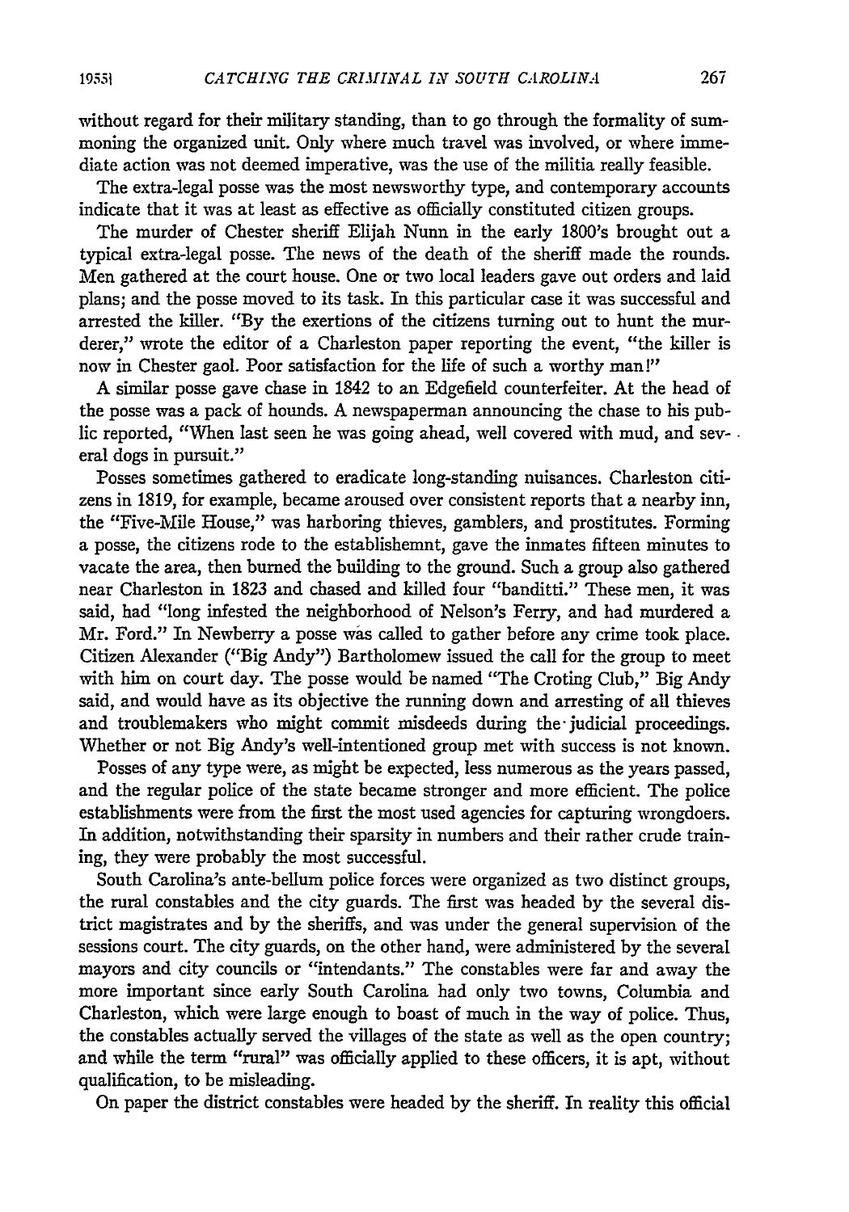without regard for their military standing, than to go through the formality of summoning the organized unit. Only where much travel was involved, or where immediate action was not deemed imperative, was the use of the militia really feasible.

The extra-legal posse was the most newsworthy type, and contemporary accounts indicate that it was at least as effective as officially constituted citizen groups.

The murder of Chester sheriff Elijah Nunn in the early 1800's brought out a typical extra-legal posse. The news of the death of the sheriff made the rounds. Men gathered at the court house. One or two local leaders gave out orders and laid plans; and the posse moved to its task. In this particular case it was successful and arrested the killer. "By the exertions of the citizens turning out to hunt the murderer," wrote the editor of a Charleston paper reporting the event, "the killer is now in Chester gaol. Poor satisfaction for the life of such a worthy man!"

A similar posse gave chase in 1842 to an Edgefield counterfeiter. At the head of the posse was a pack of hounds. A newspaperman announcing the chase to his public reported, "When last seen he was going ahead, well covered with mud, and several dogs in pursuit."

Posses sometimes gathered to eradicate long-standing nuisances. Charleston citizens in 1819, for example, became aroused over consistent reports that a nearby inn, the "Five-Mile House," was harboring thieves, gamblers, and prostitutes. Forming a posse, the citizens rode to the establishemnt, gave the inmates fifteen minutes to vacate the area, then burned the building to the ground. Such a group also gathered near Charleston in 1823 and chased and killed four "banditti." These men, it was said, had "long infested the neighborhood of Nelson's Ferry, and had murdered a Mr. Ford." In Newberry a posse was called to gather before any crime took place. Citizen Alexander ("Big Andy") Bartholomew issued the call for the group to meet with him on court day. The posse would be named "The Croting Club," Big Andy said, and would have as its objective the running down and arresting of all thieves and troublemakers who might commit misdeeds during the judicial proceedings. Whether or not Big Andy's well-intentioned group met with success is not known.

Posses of any type were, as might be expected, less numerous as the years passed, and the regular police of the state became stronger and more efficient. The police establishments were from the first the most used agencies for capturing wrongdoers. In addition, notwithstanding their sparsity in numbers and their rather crude training, they were probably the most successful.

South Carolina's ante-bellum police forces were organized as two distinct groups, the rural constables and the city guards. The first was headed by the several district magistrates and by the sheriffs, and was under the general supervision of the sessions court. The city guards, on the other hand, were administered by the several mayors and city councils or "intendants." The constables were far and away the more important since early South Carolina had only two towns, Columbia and Charleston, which were large enough to boast of much in the way of police. Thus, the constables actually served the villages of the state as well as the open country; and while the term "rural" was officially applied to these officers, it is apt, without qualification, to be misleading.

On paper the district constables were headed by the sheriff. In reality this official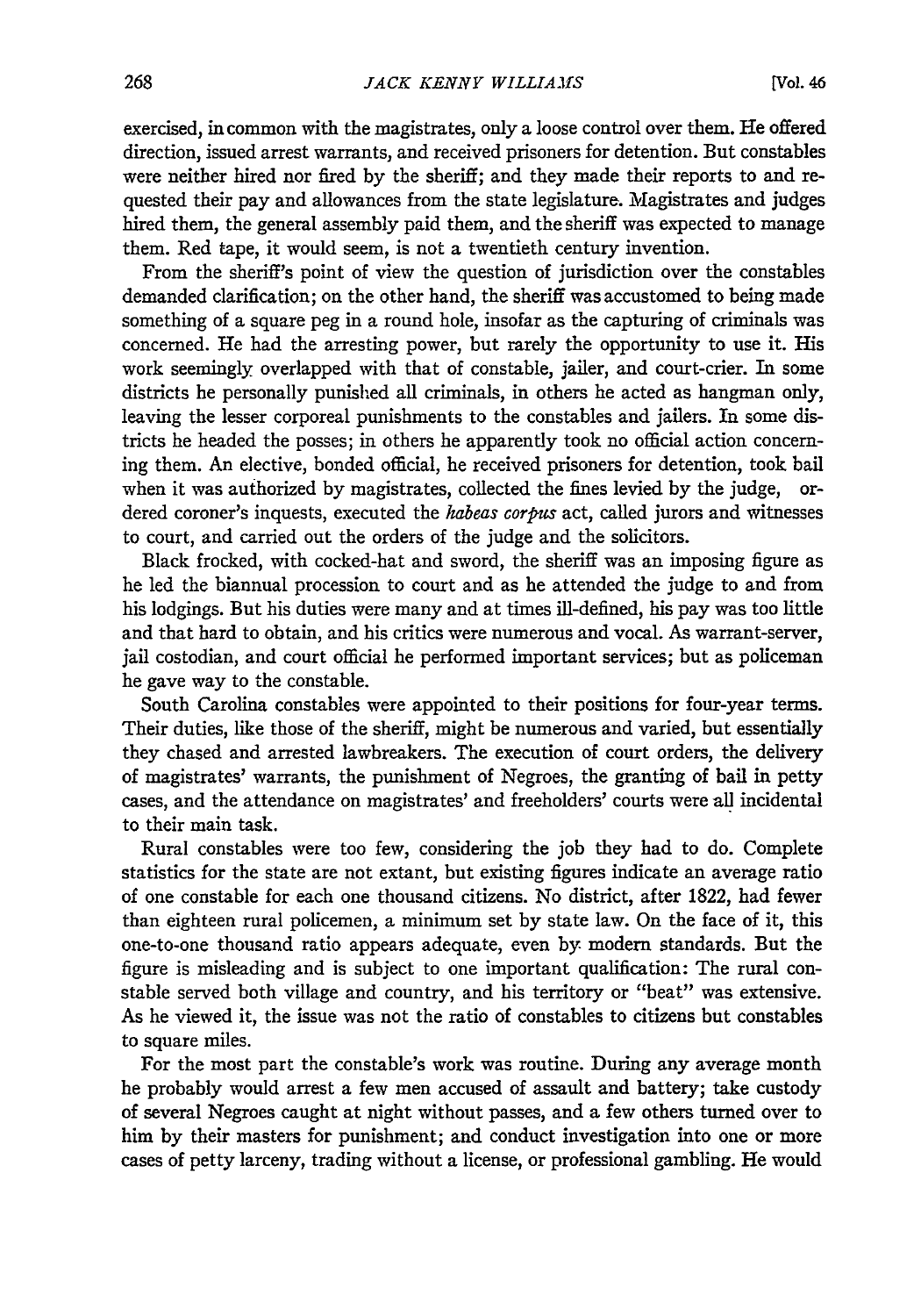exercised, in common with the magistrates, only a loose control over them. He offered direction, issued arrest warrants, and received prisoners for detention. But constables were neither hired nor fired by the sheriff; and they made their reports to and requested their pay and allowances from the state legislature. Magistrates and judges hired them, the general assembly paid them, and the sheriff was expected to manage them. Red tape, it would seem, is not a twentieth century invention.

From the sheriff's point of view the question of jurisdiction over the constables demanded clarification; on the other hand, the sheriff was accustomed to being made something of a square peg in a round hole, insofar as the capturing of criminals was concerned. He had the arresting power, but rarely the opportunity to use it. His work seemingly overlapped with that of constable, jailer, and court-crier. In some districts he personally punished all criminals, in others he acted as hangman only, leaving the lesser corporeal punishments to the constables and jailers. In some districts he headed the posses; in others he apparently took no official action concerning them. An elective, bonded official, he received prisoners for detention, took bail when it was authorized by magistrates, collected the fines levied by the judge, ordered coroner's inquests, executed the *habeas corpus* act, called jurors and witnesses to court, and carried out the orders of the judge and the solicitors.

Black frocked, with cocked-hat and sword, the sheriff was an imposing figure as he led the biannual procession to court and as he attended the judge to and from his lodgings. But his duties were many and at times ill-defined, his pay was too little and that hard to obtain, and his critics were numerous and vocal. As warrant-server, jail costodian, and court official he performed important services; but as policeman he gave way to the constable.

South Carolina constables were appointed to their positions for four-year terms. Their duties, like those of the sheriff, might be numerous and varied, but essentially they chased and arrested lawbreakers. The execution of court orders, the delivery of magistrates' warrants, the punishment of Negroes, the granting of bail in petty cases, and the attendance on magistrates' and freeholders' courts were all incidental to their main task.

Rural constables were too few, considering the job they had to do. Complete statistics for the state are not extant, but existing figures indicate an average ratio of one constable for each one thousand citizens. No district, after 1822, had fewer than eighteen rural policemen, a minimum set by state law. On the face of it, this one-to-one thousand ratio appears adequate, even by modern standards. But the figure is misleading and is subject to one important qualification: The rural constable served both village and country, and his territory or "beat" was extensive. As he viewed it, the issue was not the ratio of constables to citizens but constables to square miles.

For the most part the constable's work was routine. During any average month he probably would arrest a few men accused of assault and battery; take custody of several Negroes caught at night without passes, and a few others turned over to him by their masters for punishment; and conduct investigation into one or more cases of petty larceny, trading without a license, or professional gambling. He would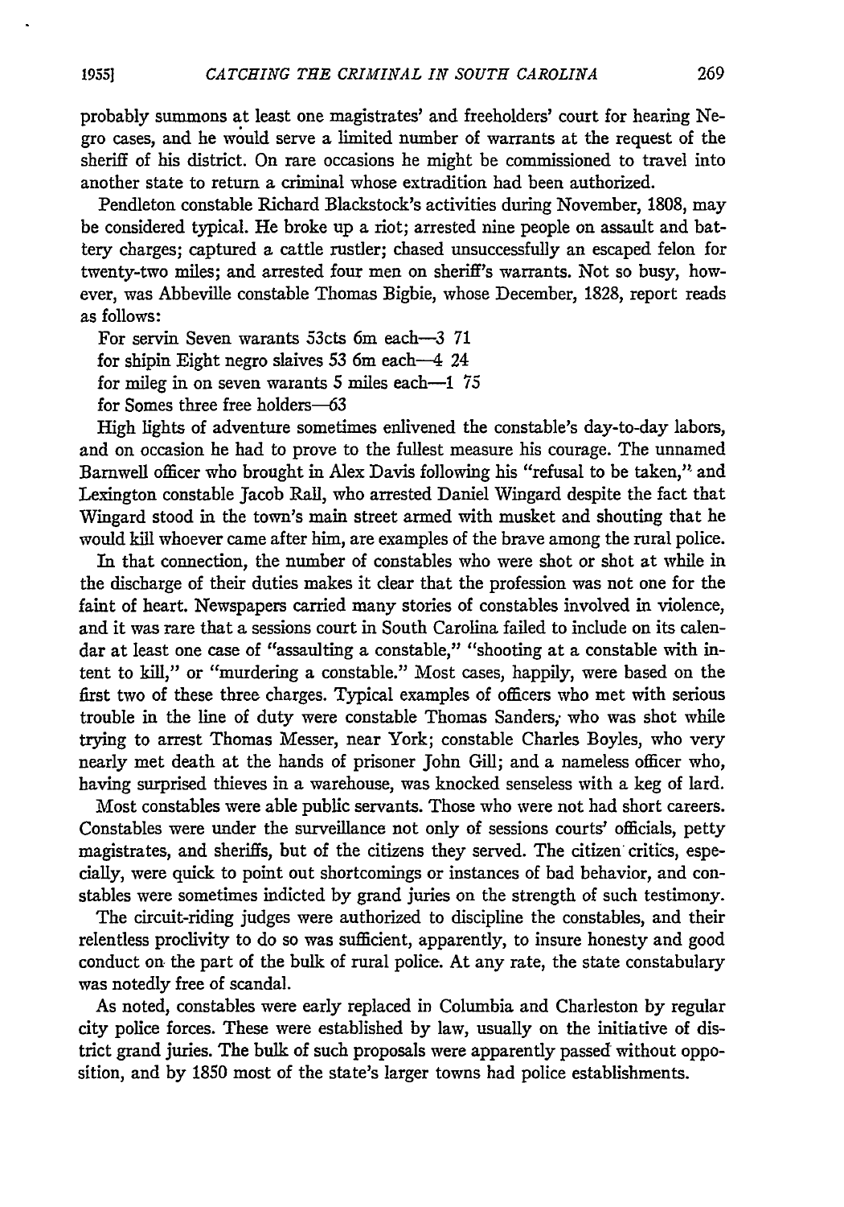probably summons at least one magistrates' and freeholders' court for hearing Negro cases, and he would serve a limited number of warrants at the request of the sheriff of his district. On rare occasions he might be commissioned to travel into another state to return a criminal whose extradition had been authorized.

Pendleton constable Richard Blackstock's activities during November, 1808, may be considered typical. He broke up a riot; arrested nine people on assault and battery charges; captured a cattle rustler; chased unsuccessfully an escaped felon for twenty-two miles; and arrested four men on sheriff's warrants. Not so busy, however, was Abbeville constable Thomas Bigbie, whose December, 1828, report reads as follows:

For servin Seven warants 53cts 6m each—3 71
for shipin Eight negro slaives 53 6m each—4 24
for mileg in on seven warants 5 miles each—1 75
for Somes three free holders—63

High lights of adventure sometimes enlivened the constable's day-to-day labors, and on occasion he had to prove to the fullest measure his courage. The unnamed Barnwell officer who brought in Alex Davis following his "refusal to be taken," and Lexington constable Jacob Rall, who arrested Daniel Wingard despite the fact that Wingard stood in the town's main street armed with musket and shouting that he would kill whoever came after him, are examples of the brave among the rural police.

In that connection, the number of constables who were shot or shot at while in the discharge of their duties makes it clear that the profession was not one for the faint of heart. Newspapers carried many stories of constables involved in violence, and it was rare that a sessions court in South Carolina failed to include on its calendar at least one case of "assaulting a constable," "shooting at a constable with intent to kill," or "murdering a constable." Most cases, happily, were based on the first two of these three charges. Typical examples of officers who met with serious trouble in the line of duty were constable Thomas Sanders, who was shot while trying to arrest Thomas Messer, near York; constable Charles Boyles, who very nearly met death at the hands of prisoner John Gill; and a nameless officer who, having surprised thieves in a warehouse, was knocked senseless with a keg of lard.

Most constables were able public servants. Those who were not had short careers. Constables were under the surveillance not only of sessions courts' officials, petty magistrates, and sheriffs, but of the citizens they served. The citizen critics, especially, were quick to point out shortcomings or instances of bad behavior, and constables were sometimes indicted by grand juries on the strength of such testimony.

The circuit-riding judges were authorized to discipline the constables, and their relentless proclivity to do so was sufficient, apparently, to insure honesty and good conduct on the part of the bulk of rural police. At any rate, the state constabulary was notedly free of scandal.

As noted, constables were early replaced in Columbia and Charleston by regular city police forces. These were established by law, usually on the initiative of district grand juries. The bulk of such proposals were apparently passed without opposition, and by 1850 most of the state's larger towns had police establishments.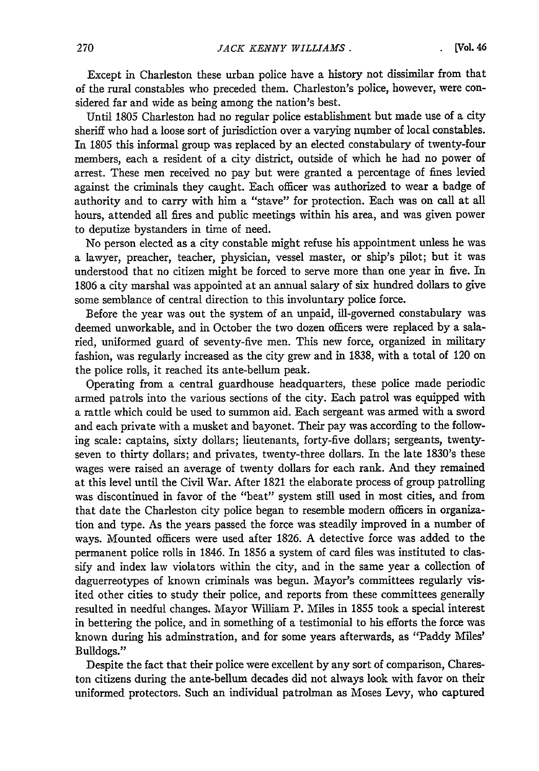Except in Charleston these urban police have a history not dissimilar from that of the rural constables who preceded them. Charleston's police, however, were considered far and wide as being among the nation's best.

Until 1805 Charleston had no regular police establishment but made use of a city sheriff who had a loose sort of jurisdiction over a varying number of local constables. In 1805 this informal group was replaced by an elected constabulary of twenty-four members, each a resident of a city district, outside of which he had no power of arrest. These men received no pay but were granted a percentage of fines levied against the criminals they caught. Each officer was authorized to wear a badge of authority and to carry with him a "stave" for protection. Each was on call at all hours, attended all fires and public meetings within his area, and was given power to deputize bystanders in time of need.

No person elected as a city constable might refuse his appointment unless he was a lawyer, preacher, teacher, physician, vessel master, or ship's pilot; but it was understood that no citizen might be forced to serve more than one year in five. In 1806 a city marshal was appointed at an annual salary of six hundred dollars to give some semblance of central direction to this involuntary police force.

Before the year was out the system of an unpaid, ill-governed constabulary was deemed unworkable, and in October the two dozen officers were replaced by a salaried, uniformed guard of seventy-five men. This new force, organized in military fashion, was regularly increased as the city grew and in 1838, with a total of 120 on the police rolls, it reached its ante-bellum peak.

Operating from a central guardhouse headquarters, these police made periodic armed patrols into the various sections of the city. Each patrol was equipped with a rattle which could be used to summon aid. Each sergeant was armed with a sword and each private with a musket and bayonet. Their pay was according to the following scale: captains, sixty dollars; lieutenants, forty-five dollars; sergeants, twenty-seven to thirty dollars; and privates, twenty-three dollars. In the late 1830's these wages were raised an average of twenty dollars for each rank. And they remained at this level until the Civil War. After 1821 the elaborate process of group patrolling was discontinued in favor of the "beat" system still used in most cities, and from that date the Charleston city police began to resemble modern officers in organization and type. As the years passed the force was steadily improved in a number of ways. Mounted officers were used after 1826. A detective force was added to the permanent police rolls in 1846. In 1856 a system of card files was instituted to classify and index law violators within the city, and in the same year a collection of daguerreotypes of known criminals was begun. Mayor's committees regularly visited other cities to study their police, and reports from these committees generally resulted in needful changes. Mayor William P. Miles in 1855 took a special interest in bettering the police, and in something of a testimonial to his efforts the force was known during his adminstration, and for some years afterwards, as "Paddy Miles' Bulldogs."

Despite the fact that their police were excellent by any sort of comparison, Chareston citizens during the ante-bellum decades did not always look with favor on their uniformed protectors. Such an individual patrolman as Moses Levy, who captured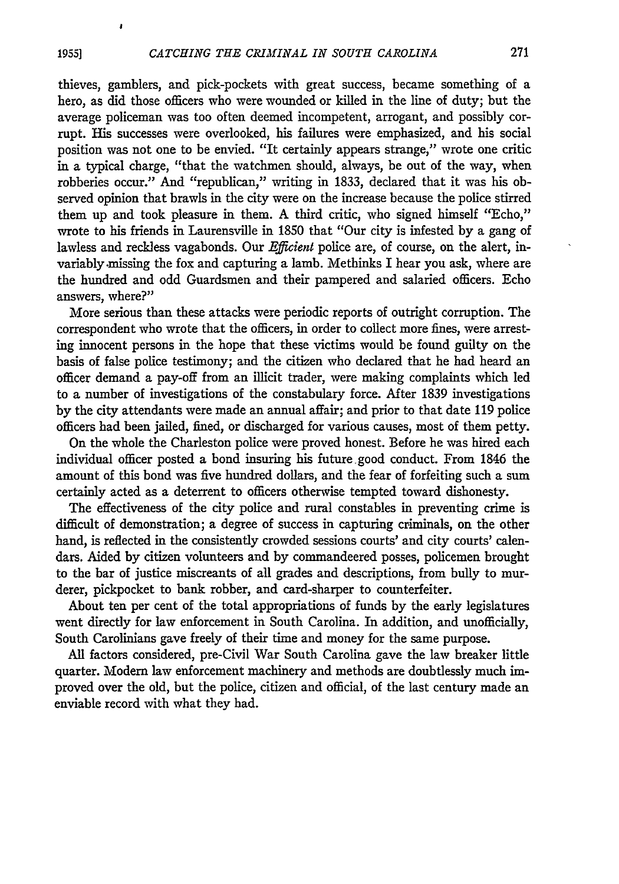thieves, gamblers, and pick-pockets with great success, became something of a hero, as did those officers who were wounded or killed in the line of duty; but the average policeman was too often deemed incompetent, arrogant, and possibly corrupt. His successes were overlooked, his failures were emphasized, and his social position was not one to be envied. "It certainly appears strange," wrote one critic in a typical charge, "that the watchmen should, always, be out of the way, when robberies occur." And "republican," writing in 1833, declared that it was his observed opinion that brawls in the city were on the increase because the police stirred them up and took pleasure in them. A third critic, who signed himself "Echo," wrote to his friends in Laurensville in 1850 that "Our city is infested by a gang of lawless and reckless vagabonds. Our *Efficient* police are, of course, on the alert, invariably missing the fox and capturing a lamb. Methinks I hear you ask, where are the hundred and odd Guardsmen and their pampered and salaried officers. Echo answers, where?"

More serious than these attacks were periodic reports of outright corruption. The correspondent who wrote that the officers, in order to collect more fines, were arresting innocent persons in the hope that these victims would be found guilty on the basis of false police testimony; and the citizen who declared that he had heard an officer demand a pay-off from an illicit trader, were making complaints which led to a number of investigations of the constabulary force. After 1839 investigations by the city attendants were made an annual affair; and prior to that date 119 police officers had been jailed, fined, or discharged for various causes, most of them petty.

On the whole the Charleston police were proved honest. Before he was hired each individual officer posted a bond insuring his future good conduct. From 1846 the amount of this bond was five hundred dollars, and the fear of forfeiting such a sum certainly acted as a deterrent to officers otherwise tempted toward dishonesty.

The effectiveness of the city police and rural constables in preventing crime is difficult of demonstration; a degree of success in capturing criminals, on the other hand, is reflected in the consistently crowded sessions courts' and city courts' calendars. Aided by citizen volunteers and by commandeered posses, policemen brought to the bar of justice miscreants of all grades and descriptions, from bully to murderer, pickpocket to bank robber, and card-sharper to counterfeiter.

About ten per cent of the total appropriations of funds by the early legislatures went directly for law enforcement in South Carolina. In addition, and unofficially, South Carolinians gave freely of their time and money for the same purpose.

All factors considered, pre-Civil War South Carolina gave the law breaker little quarter. Modern law enforcement machinery and methods are doubtlessly much improved over the old, but the police, citizen and official, of the last century made an enviable record with what they had.